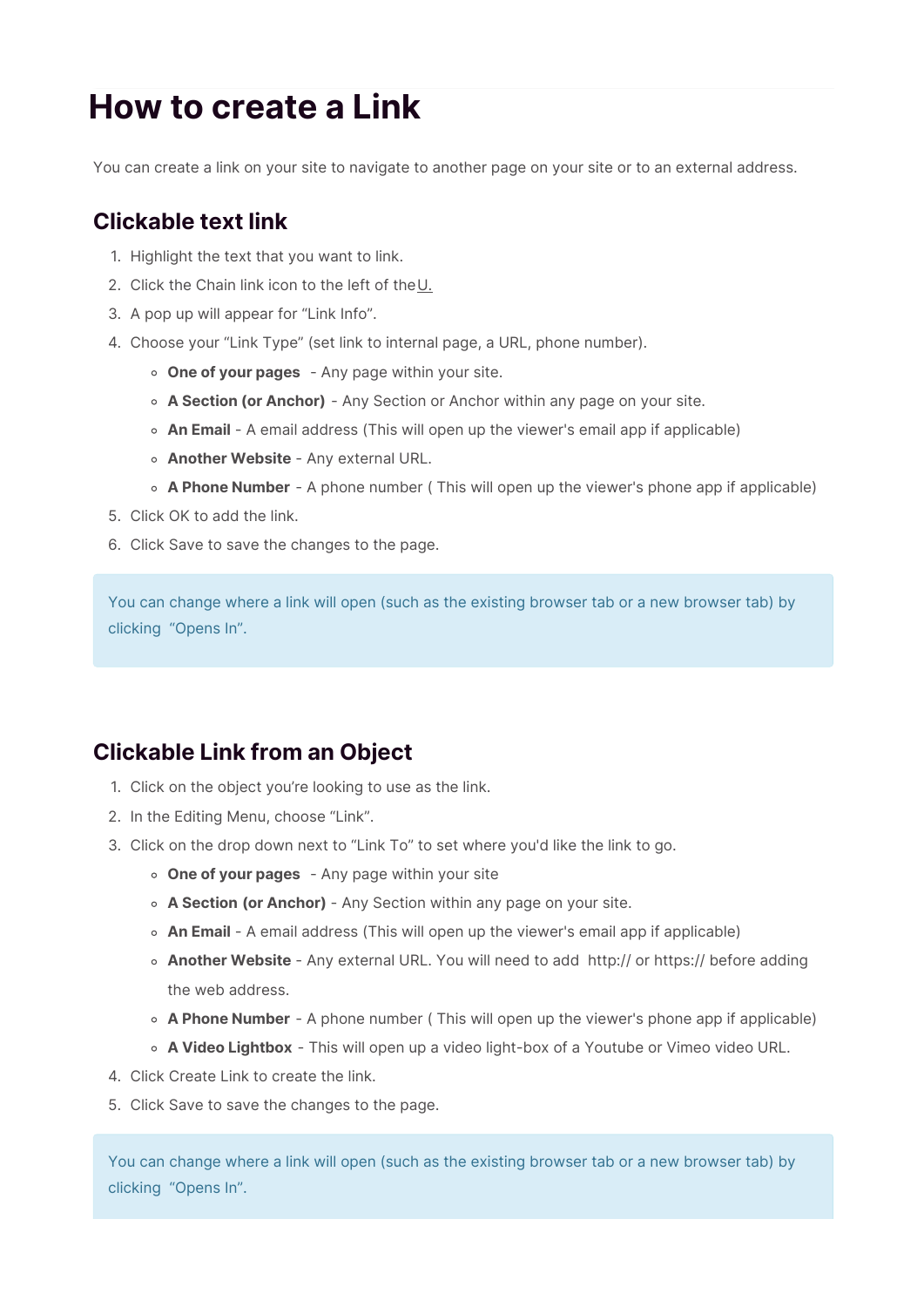# How to create a Link

You can create a link on your site to navigate to another page on your site or to an external address.

## Clickable text link

1. Highlight the text that you want to link.
2. Click the Chain link icon to the left of the U.
3. A pop up will appear for “Link Info”.
4. Choose your “Link Type” (set link to internal page, a URL, phone number).
   - **One of your pages** - Any page within your site.
   - **A Section (or Anchor)** - Any Section or Anchor within any page on your site.
   - **An Email** - A email address (This will open up the viewer's email app if applicable)
   - **Another Website** - Any external URL.
   - **A Phone Number** - A phone number ( This will open up the viewer's phone app if applicable)
5. Click OK to add the link.
6. Click Save to save the changes to the page.

> You can change where a link will open (such as the existing browser tab or a new browser tab) by clicking “Opens In”.

## Clickable Link from an Object

1. Click on the object you’re looking to use as the link.
2. In the Editing Menu, choose “Link”.
3. Click on the drop down next to “Link To” to set where you'd like the link to go.
   - **One of your pages** - Any page within your site
   - **A Section (or Anchor)** - Any Section within any page on your site.
   - **An Email** - A email address (This will open up the viewer's email app if applicable)
   - **Another Website** - Any external URL. You will need to add http:// or https:// before adding the web address.
   - **A Phone Number** - A phone number ( This will open up the viewer's phone app if applicable)
   - **A Video Lightbox** - This will open up a video light-box of a Youtube or Vimeo video URL.
4. Click Create Link to create the link.
5. Click Save to save the changes to the page.

> You can change where a link will open (such as the existing browser tab or a new browser tab) by clicking “Opens In”.